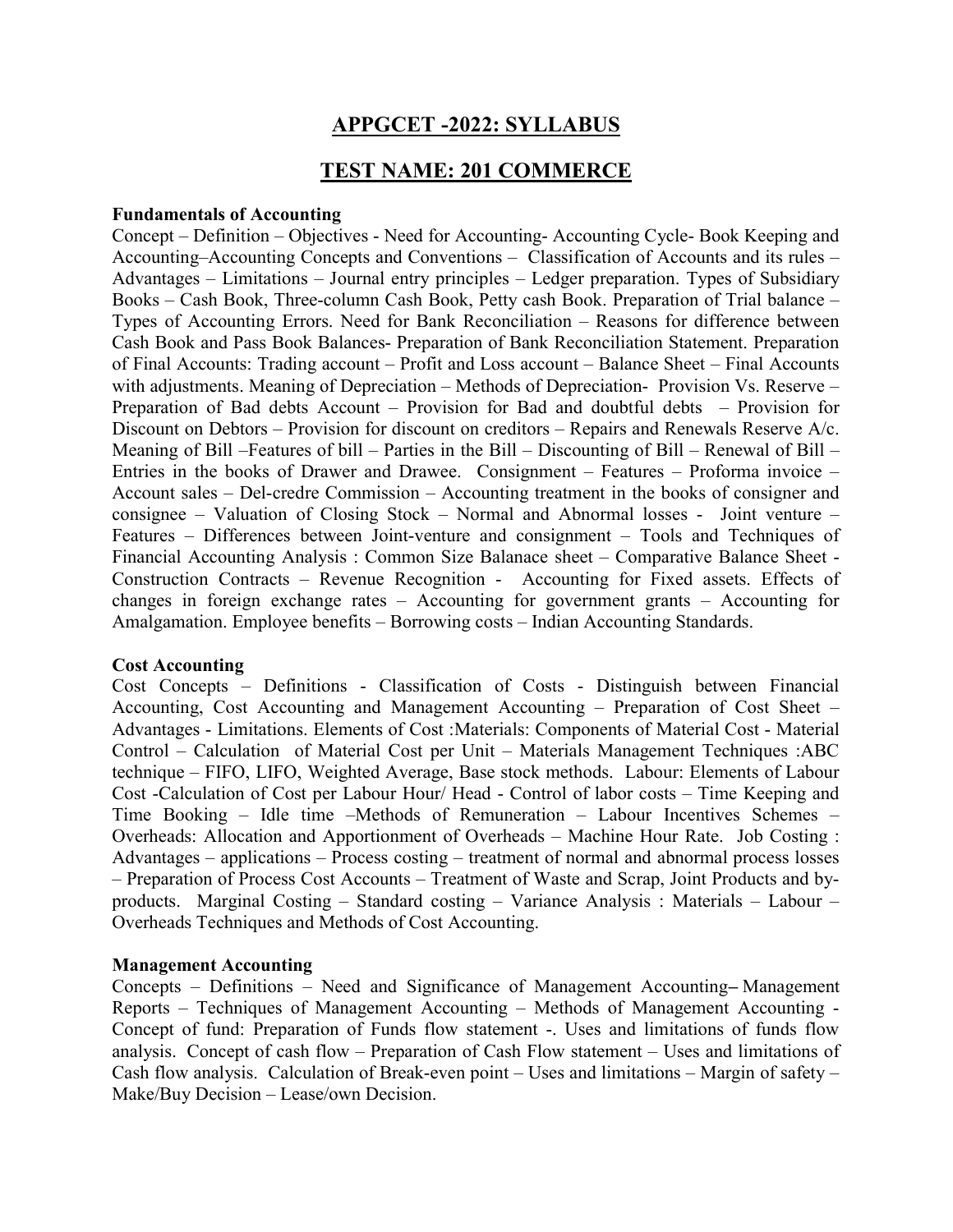# APPGCET -2022: SYLLABUS

## TEST NAME: 201 COMMERCE

**Fundamentals of Accounting**

Concept – Definition – Objectives - Need for Accounting- Accounting Cycle- Book Keeping and Accounting–Accounting Concepts and Conventions – Classification of Accounts and its rules – Advantages – Limitations – Journal entry principles – Ledger preparation. Types of Subsidiary Books – Cash Book, Three-column Cash Book, Petty cash Book. Preparation of Trial balance – Types of Accounting Errors. Need for Bank Reconciliation – Reasons for difference between Cash Book and Pass Book Balances- Preparation of Bank Reconciliation Statement. Preparation of Final Accounts: Trading account – Profit and Loss account – Balance Sheet – Final Accounts with adjustments. Meaning of Depreciation – Methods of Depreciation- Provision Vs. Reserve – Preparation of Bad debts Account – Provision for Bad and doubtful debts – Provision for Discount on Debtors – Provision for discount on creditors – Repairs and Renewals Reserve A/c. Meaning of Bill –Features of bill – Parties in the Bill – Discounting of Bill – Renewal of Bill – Entries in the books of Drawer and Drawee. Consignment – Features – Proforma invoice – Account sales – Del-credre Commission – Accounting treatment in the books of consigner and consignee – Valuation of Closing Stock – Normal and Abnormal losses - Joint venture – Features – Differences between Joint-venture and consignment – Tools and Techniques of Financial Accounting Analysis : Common Size Balanace sheet – Comparative Balance Sheet - Construction Contracts – Revenue Recognition - Accounting for Fixed assets. Effects of changes in foreign exchange rates – Accounting for government grants – Accounting for Amalgamation. Employee benefits – Borrowing costs – Indian Accounting Standards.

**Cost Accounting**

Cost Concepts – Definitions - Classification of Costs - Distinguish between Financial Accounting, Cost Accounting and Management Accounting – Preparation of Cost Sheet – Advantages - Limitations. Elements of Cost :Materials: Components of Material Cost - Material Control – Calculation of Material Cost per Unit – Materials Management Techniques :ABC technique – FIFO, LIFO, Weighted Average, Base stock methods. Labour: Elements of Labour Cost -Calculation of Cost per Labour Hour/ Head - Control of labor costs – Time Keeping and Time Booking – Idle time –Methods of Remuneration – Labour Incentives Schemes – Overheads: Allocation and Apportionment of Overheads – Machine Hour Rate. Job Costing : Advantages – applications – Process costing – treatment of normal and abnormal process losses – Preparation of Process Cost Accounts – Treatment of Waste and Scrap, Joint Products and by-products. Marginal Costing – Standard costing – Variance Analysis : Materials – Labour – Overheads Techniques and Methods of Cost Accounting.

**Management Accounting**

Concepts – Definitions – Need and Significance of Management Accounting– Management Reports – Techniques of Management Accounting – Methods of Management Accounting - Concept of fund: Preparation of Funds flow statement -. Uses and limitations of funds flow analysis. Concept of cash flow – Preparation of Cash Flow statement – Uses and limitations of Cash flow analysis. Calculation of Break-even point – Uses and limitations – Margin of safety – Make/Buy Decision – Lease/own Decision.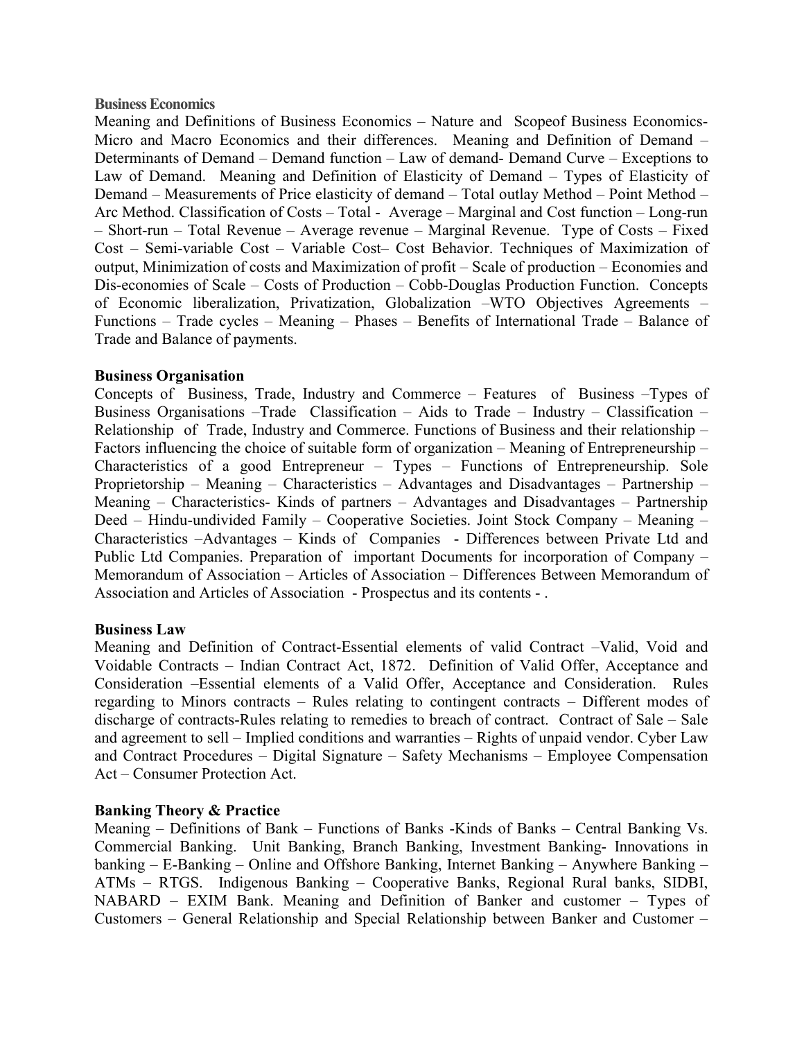**Business Economics**

Meaning and Definitions of Business Economics – Nature and Scopeof Business Economics-Micro and Macro Economics and their differences. Meaning and Definition of Demand – Determinants of Demand – Demand function – Law of demand- Demand Curve – Exceptions to Law of Demand. Meaning and Definition of Elasticity of Demand – Types of Elasticity of Demand – Measurements of Price elasticity of demand – Total outlay Method – Point Method – Arc Method. Classification of Costs – Total - Average – Marginal and Cost function – Long-run – Short-run – Total Revenue – Average revenue – Marginal Revenue. Type of Costs – Fixed Cost – Semi-variable Cost – Variable Cost– Cost Behavior. Techniques of Maximization of output, Minimization of costs and Maximization of profit – Scale of production – Economies and Dis-economies of Scale – Costs of Production – Cobb-Douglas Production Function. Concepts of Economic liberalization, Privatization, Globalization –WTO Objectives Agreements – Functions – Trade cycles – Meaning – Phases – Benefits of International Trade – Balance of Trade and Balance of payments.

**Business Organisation**

Concepts of Business, Trade, Industry and Commerce – Features of Business –Types of Business Organisations –Trade Classification – Aids to Trade – Industry – Classification – Relationship of Trade, Industry and Commerce. Functions of Business and their relationship – Factors influencing the choice of suitable form of organization – Meaning of Entrepreneurship – Characteristics of a good Entrepreneur – Types – Functions of Entrepreneurship. Sole Proprietorship – Meaning – Characteristics – Advantages and Disadvantages – Partnership – Meaning – Characteristics- Kinds of partners – Advantages and Disadvantages – Partnership Deed – Hindu-undivided Family – Cooperative Societies. Joint Stock Company – Meaning – Characteristics –Advantages – Kinds of Companies - Differences between Private Ltd and Public Ltd Companies. Preparation of important Documents for incorporation of Company – Memorandum of Association – Articles of Association – Differences Between Memorandum of Association and Articles of Association - Prospectus and its contents - .

**Business Law**

Meaning and Definition of Contract-Essential elements of valid Contract –Valid, Void and Voidable Contracts – Indian Contract Act, 1872. Definition of Valid Offer, Acceptance and Consideration –Essential elements of a Valid Offer, Acceptance and Consideration. Rules regarding to Minors contracts – Rules relating to contingent contracts – Different modes of discharge of contracts-Rules relating to remedies to breach of contract. Contract of Sale – Sale and agreement to sell – Implied conditions and warranties – Rights of unpaid vendor. Cyber Law and Contract Procedures – Digital Signature – Safety Mechanisms – Employee Compensation Act – Consumer Protection Act.

**Banking Theory & Practice**

Meaning – Definitions of Bank – Functions of Banks -Kinds of Banks – Central Banking Vs. Commercial Banking. Unit Banking, Branch Banking, Investment Banking- Innovations in banking – E-Banking – Online and Offshore Banking, Internet Banking – Anywhere Banking – ATMs – RTGS. Indigenous Banking – Cooperative Banks, Regional Rural banks, SIDBI, NABARD – EXIM Bank. Meaning and Definition of Banker and customer – Types of Customers – General Relationship and Special Relationship between Banker and Customer –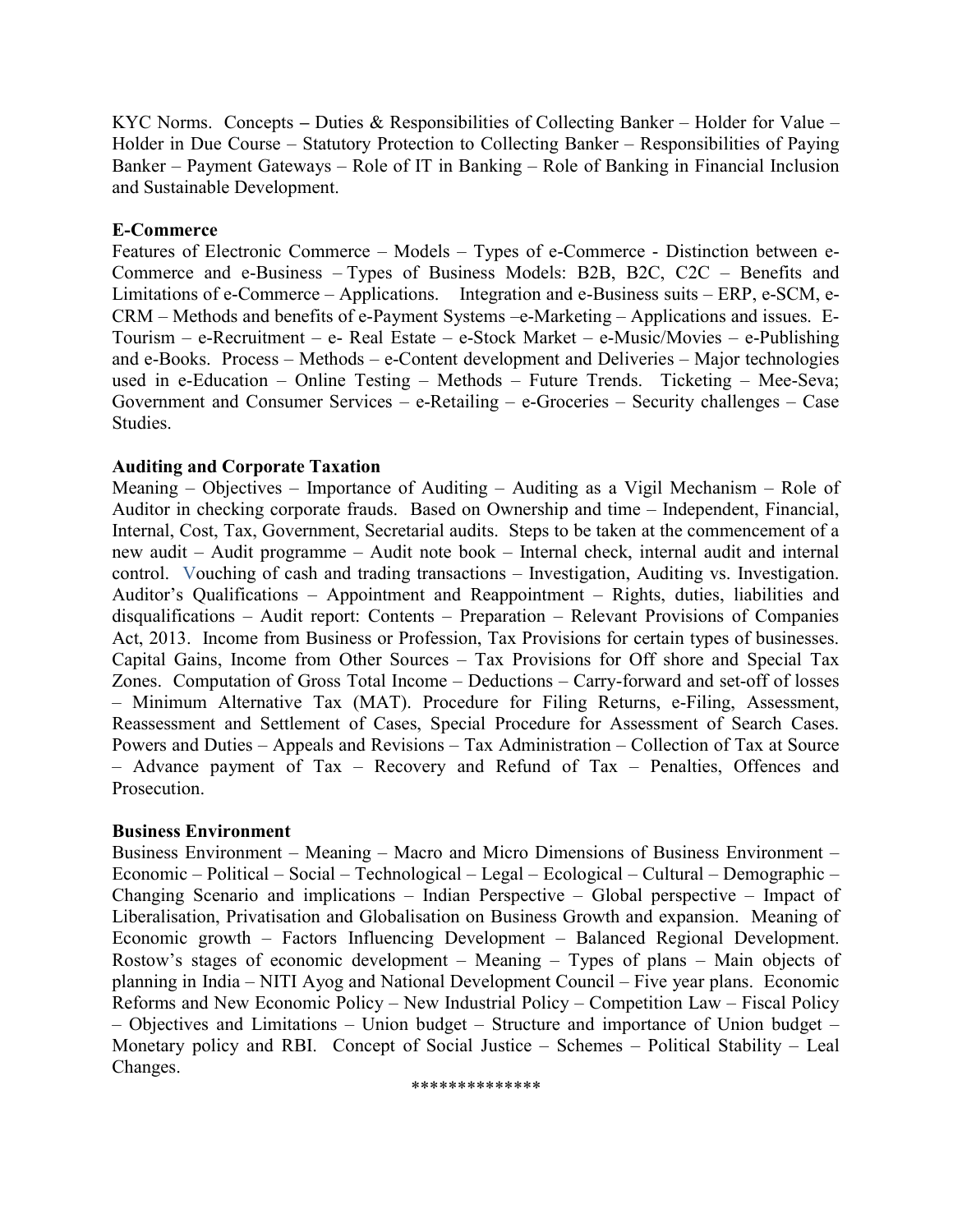KYC Norms. Concepts – Duties & Responsibilities of Collecting Banker – Holder for Value – Holder in Due Course – Statutory Protection to Collecting Banker – Responsibilities of Paying Banker – Payment Gateways – Role of IT in Banking – Role of Banking in Financial Inclusion and Sustainable Development.

**E-Commerce**

Features of Electronic Commerce – Models – Types of e-Commerce - Distinction between e-Commerce and e-Business – Types of Business Models: B2B, B2C, C2C – Benefits and Limitations of e-Commerce – Applications. Integration and e-Business suits – ERP, e-SCM, e-CRM – Methods and benefits of e-Payment Systems –e-Marketing – Applications and issues. E-Tourism – e-Recruitment – e- Real Estate – e-Stock Market – e-Music/Movies – e-Publishing and e-Books. Process – Methods – e-Content development and Deliveries – Major technologies used in e-Education – Online Testing – Methods – Future Trends. Ticketing – Mee-Seva; Government and Consumer Services – e-Retailing – e-Groceries – Security challenges – Case Studies.

**Auditing and Corporate Taxation**

Meaning – Objectives – Importance of Auditing – Auditing as a Vigil Mechanism – Role of Auditor in checking corporate frauds. Based on Ownership and time – Independent, Financial, Internal, Cost, Tax, Government, Secretarial audits. Steps to be taken at the commencement of a new audit – Audit programme – Audit note book – Internal check, internal audit and internal control. Vouching of cash and trading transactions – Investigation, Auditing vs. Investigation. Auditor's Qualifications – Appointment and Reappointment – Rights, duties, liabilities and disqualifications – Audit report: Contents – Preparation – Relevant Provisions of Companies Act, 2013. Income from Business or Profession, Tax Provisions for certain types of businesses. Capital Gains, Income from Other Sources – Tax Provisions for Off shore and Special Tax Zones. Computation of Gross Total Income – Deductions – Carry-forward and set-off of losses – Minimum Alternative Tax (MAT). Procedure for Filing Returns, e-Filing, Assessment, Reassessment and Settlement of Cases, Special Procedure for Assessment of Search Cases. Powers and Duties – Appeals and Revisions – Tax Administration – Collection of Tax at Source – Advance payment of Tax – Recovery and Refund of Tax – Penalties, Offences and Prosecution.

**Business Environment**

Business Environment – Meaning – Macro and Micro Dimensions of Business Environment – Economic – Political – Social – Technological – Legal – Ecological – Cultural – Demographic – Changing Scenario and implications – Indian Perspective – Global perspective – Impact of Liberalisation, Privatisation and Globalisation on Business Growth and expansion. Meaning of Economic growth – Factors Influencing Development – Balanced Regional Development. Rostow's stages of economic development – Meaning – Types of plans – Main objects of planning in India – NITI Ayog and National Development Council – Five year plans. Economic Reforms and New Economic Policy – New Industrial Policy – Competition Law – Fiscal Policy – Objectives and Limitations – Union budget – Structure and importance of Union budget – Monetary policy and RBI. Concept of Social Justice – Schemes – Political Stability – Leal Changes.

**************